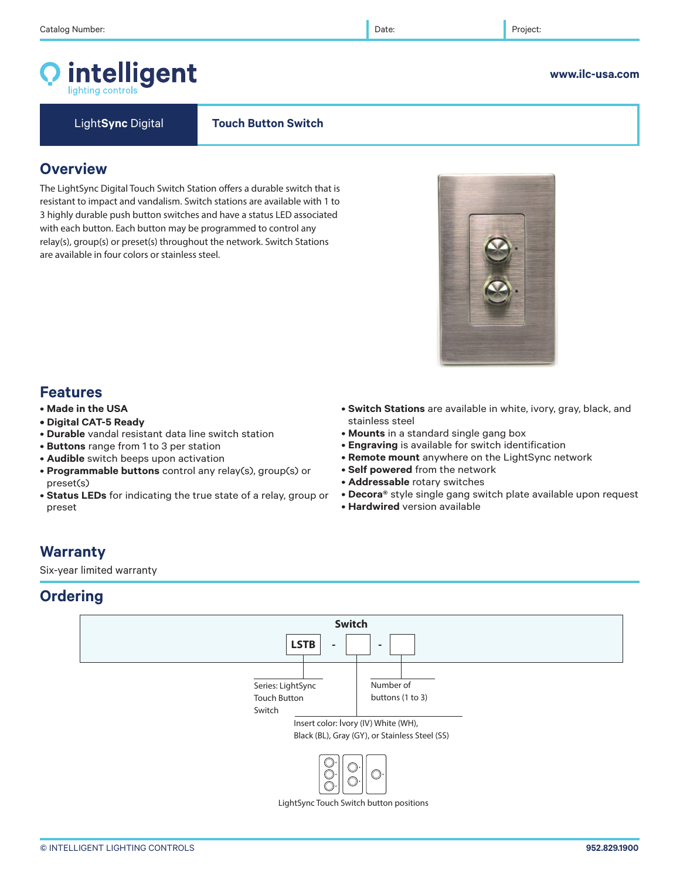Catalog Number: | Date: | Project:

# intelligent
lighting controls

www.ilc-usa.com

**LightSync Digital** | **Touch Button Switch**

## Overview

The LightSync Digital Touch Switch Station offers a durable switch that is resistant to impact and vandalism. Switch stations are available with 1 to 3 highly durable push button switches and have a status LED associated with each button. Each button may be programmed to control any relay(s), group(s) or preset(s) throughout the network. Switch Stations are available in four colors or stainless steel.

## Features

- **Made in the USA**
- **Digital CAT-5 Ready**
- **Durable** vandal resistant data line switch station
- **Buttons** range from 1 to 3 per station
- **Audible** switch beeps upon activation
- **Programmable buttons** control any relay(s), group(s) or preset(s)
- **Status LEDs** for indicating the true state of a relay, group or preset
- **Switch Stations** are available in white, ivory, gray, black, and stainless steel
- **Mounts** in a standard single gang box
- **Engraving** is available for switch identification
- **Remote mount** anywhere on the LightSync network
- **Self powered** from the network
- **Addressable** rotary switches
- **Decora®** style single gang switch plate available upon request
- **Hardwired** version available

## Warranty

Six-year limited warranty

## Ordering

**Switch**

LSTB - [ ] - [ ]

- Series: LightSync Touch Button Switch
- Insert color: Ivory (IV) White (WH), Black (BL), Gray (GY), or Stainless Steel (SS)
- Number of buttons (1 to 3)

LightSync Touch Switch button positions

© INTELLIGENT LIGHTING CONTROLS 952.829.1900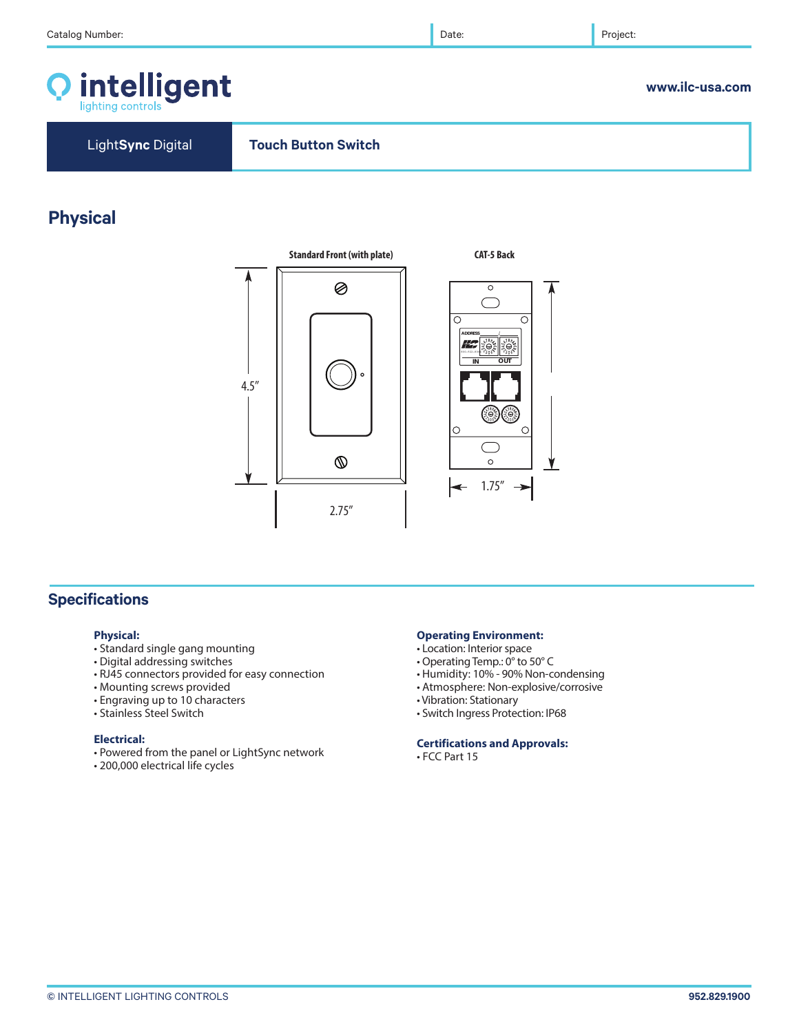Catalog Number: | Date: | Project:

**intelligent** lighting controls

**www.ilc-usa.com**

LightSync Digital | **Touch Button Switch**

## Physical

Standard Front (with plate)

CAT-5 Back

4.5"

2.75"

1.75"

## Specifications

**Physical:**
- Standard single gang mounting
- Digital addressing switches
- RJ45 connectors provided for easy connection
- Mounting screws provided
- Engraving up to 10 characters
- Stainless Steel Switch

**Electrical:**
- Powered from the panel or LightSync network
- 200,000 electrical life cycles

**Operating Environment:**
- Location: Interior space
- Operating Temp.: 0° to 50° C
- Humidity: 10% - 90% Non-condensing
- Atmosphere: Non-explosive/corrosive
- Vibration: Stationary
- Switch Ingress Protection: IP68

**Certifications and Approvals:**
- FCC Part 15

© INTELLIGENT LIGHTING CONTROLS

952.829.1900